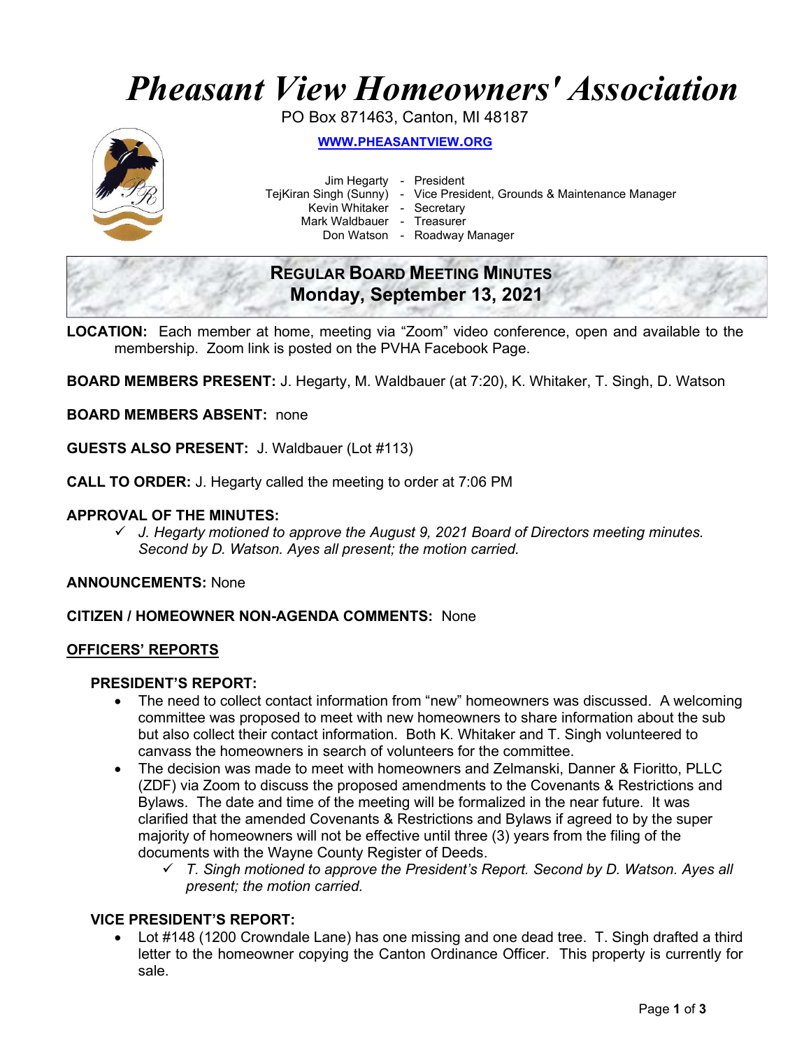# *Pheasant View Homeowners' Association*

PO Box 871463, Canton, MI 48187

**WWW.PHEASANTVIEW.ORG**

Jim Hegarty - President
TejKiran Singh (Sunny) - Vice President, Grounds & Maintenance Manager
Kevin Whitaker - Secretary
Mark Waldbauer - Treasurer
Don Watson - Roadway Manager

## REGULAR BOARD MEETING MINUTES
## Monday, September 13, 2021

**LOCATION:** Each member at home, meeting via "Zoom" video conference, open and available to the membership. Zoom link is posted on the PVHA Facebook Page.

**BOARD MEMBERS PRESENT:** J. Hegarty, M. Waldbauer (at 7:20), K. Whitaker, T. Singh, D. Watson

**BOARD MEMBERS ABSENT:** none

**GUESTS ALSO PRESENT:** J. Waldbauer (Lot #113)

**CALL TO ORDER:** J. Hegarty called the meeting to order at 7:06 PM

**APPROVAL OF THE MINUTES:**

- ✓ *J. Hegarty motioned to approve the August 9, 2021 Board of Directors meeting minutes. Second by D. Watson. Ayes all present; the motion carried.*

**ANNOUNCEMENTS:** None

**CITIZEN / HOMEOWNER NON-AGENDA COMMENTS:** None

**OFFICERS' REPORTS**

**PRESIDENT'S REPORT:**

- The need to collect contact information from "new" homeowners was discussed. A welcoming committee was proposed to meet with new homeowners to share information about the sub but also collect their contact information. Both K. Whitaker and T. Singh volunteered to canvass the homeowners in search of volunteers for the committee.
- The decision was made to meet with homeowners and Zelmanski, Danner & Fioritto, PLLC (ZDF) via Zoom to discuss the proposed amendments to the Covenants & Restrictions and Bylaws. The date and time of the meeting will be formalized in the near future. It was clarified that the amended Covenants & Restrictions and Bylaws if agreed to by the super majority of homeowners will not be effective until three (3) years from the filing of the documents with the Wayne County Register of Deeds.
  - ✓ *T. Singh motioned to approve the President's Report. Second by D. Watson. Ayes all present; the motion carried.*

**VICE PRESIDENT'S REPORT:**

- Lot #148 (1200 Crowndale Lane) has one missing and one dead tree. T. Singh drafted a third letter to the homeowner copying the Canton Ordinance Officer. This property is currently for sale.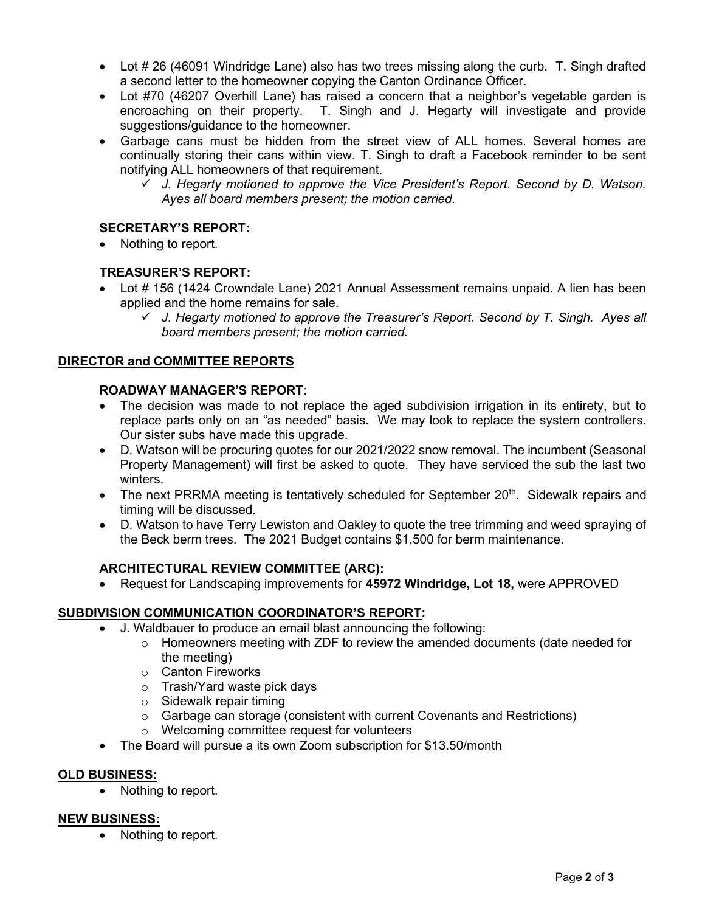- Lot # 26 (46091 Windridge Lane) also has two trees missing along the curb. T. Singh drafted a second letter to the homeowner copying the Canton Ordinance Officer.
- Lot #70 (46207 Overhill Lane) has raised a concern that a neighbor's vegetable garden is encroaching on their property. T. Singh and J. Hegarty will investigate and provide suggestions/guidance to the homeowner.
- Garbage cans must be hidden from the street view of ALL homes. Several homes are continually storing their cans within view. T. Singh to draft a Facebook reminder to be sent notifying ALL homeowners of that requirement.
  - ✓ *J. Hegarty motioned to approve the Vice President's Report. Second by D. Watson. Ayes all board members present; the motion carried.*

### SECRETARY'S REPORT:

- Nothing to report.

### TREASURER'S REPORT:

- Lot # 156 (1424 Crowndale Lane) 2021 Annual Assessment remains unpaid. A lien has been applied and the home remains for sale.
  - ✓ *J. Hegarty motioned to approve the Treasurer's Report. Second by T. Singh. Ayes all board members present; the motion carried.*

## DIRECTOR and COMMITTEE REPORTS

### ROADWAY MANAGER'S REPORT:

- The decision was made to not replace the aged subdivision irrigation in its entirety, but to replace parts only on an "as needed" basis. We may look to replace the system controllers. Our sister subs have made this upgrade.
- D. Watson will be procuring quotes for our 2021/2022 snow removal. The incumbent (Seasonal Property Management) will first be asked to quote. They have serviced the sub the last two winters.
- The next PRRMA meeting is tentatively scheduled for September 20th. Sidewalk repairs and timing will be discussed.
- D. Watson to have Terry Lewiston and Oakley to quote the tree trimming and weed spraying of the Beck berm trees. The 2021 Budget contains $1,500 for berm maintenance.

### ARCHITECTURAL REVIEW COMMITTEE (ARC):

- Request for Landscaping improvements for **45972 Windridge, Lot 18,** were APPROVED

## SUBDIVISION COMMUNICATION COORDINATOR'S REPORT:

- J. Waldbauer to produce an email blast announcing the following:
  - Homeowners meeting with ZDF to review the amended documents (date needed for the meeting)
  - Canton Fireworks
  - Trash/Yard waste pick days
  - Sidewalk repair timing
  - Garbage can storage (consistent with current Covenants and Restrictions)
  - Welcoming committee request for volunteers
- The Board will pursue a its own Zoom subscription for $13.50/month

## OLD BUSINESS:

- Nothing to report.

## NEW BUSINESS:

- Nothing to report.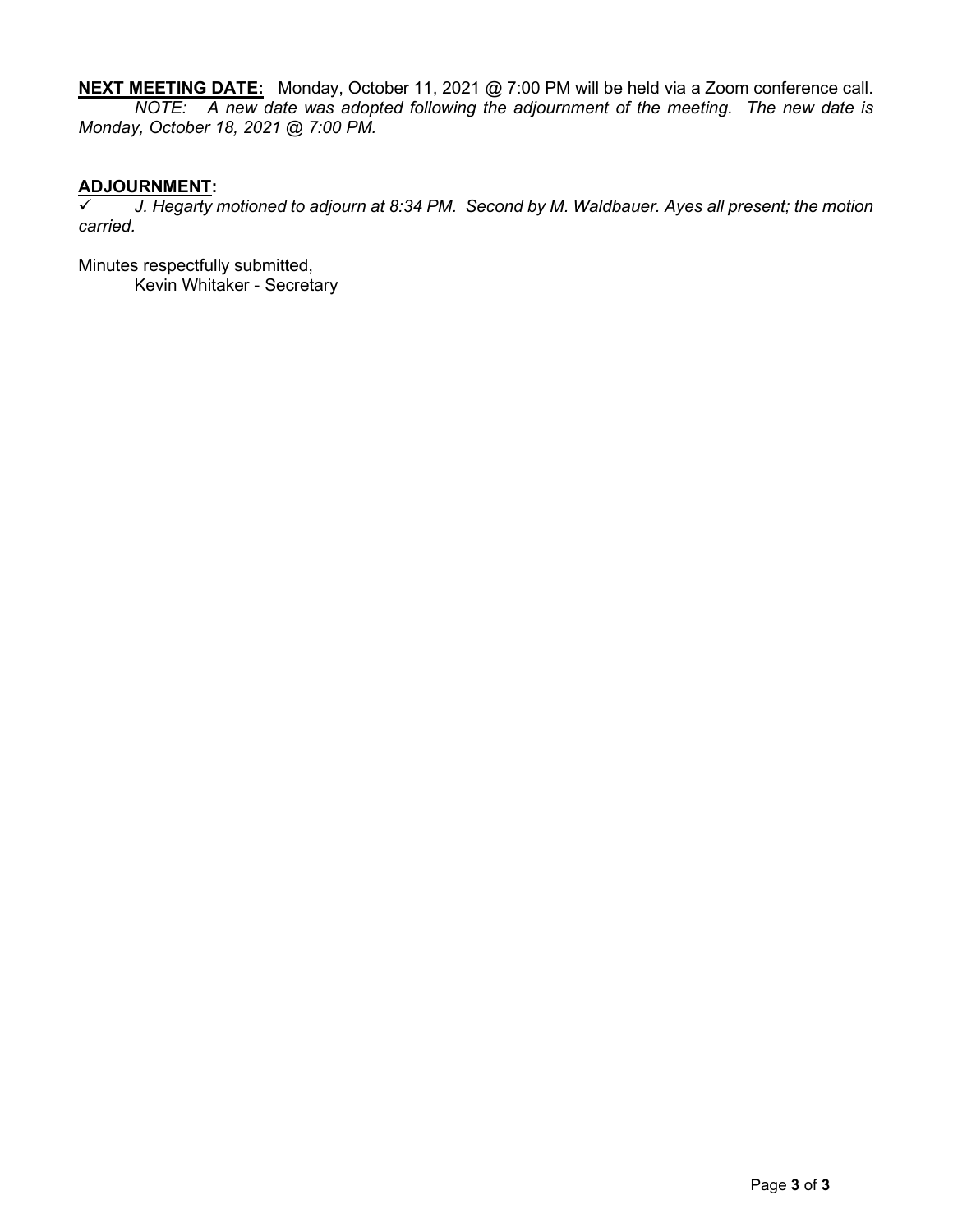**NEXT MEETING DATE:** Monday, October 11, 2021 @ 7:00 PM will be held via a Zoom conference call.

*NOTE: A new date was adopted following the adjournment of the meeting. The new date is Monday, October 18, 2021 @ 7:00 PM.*

**ADJOURNMENT:**

✓ *J. Hegarty motioned to adjourn at 8:34 PM. Second by M. Waldbauer. Ayes all present; the motion carried.*

Minutes respectfully submitted,
Kevin Whitaker - Secretary